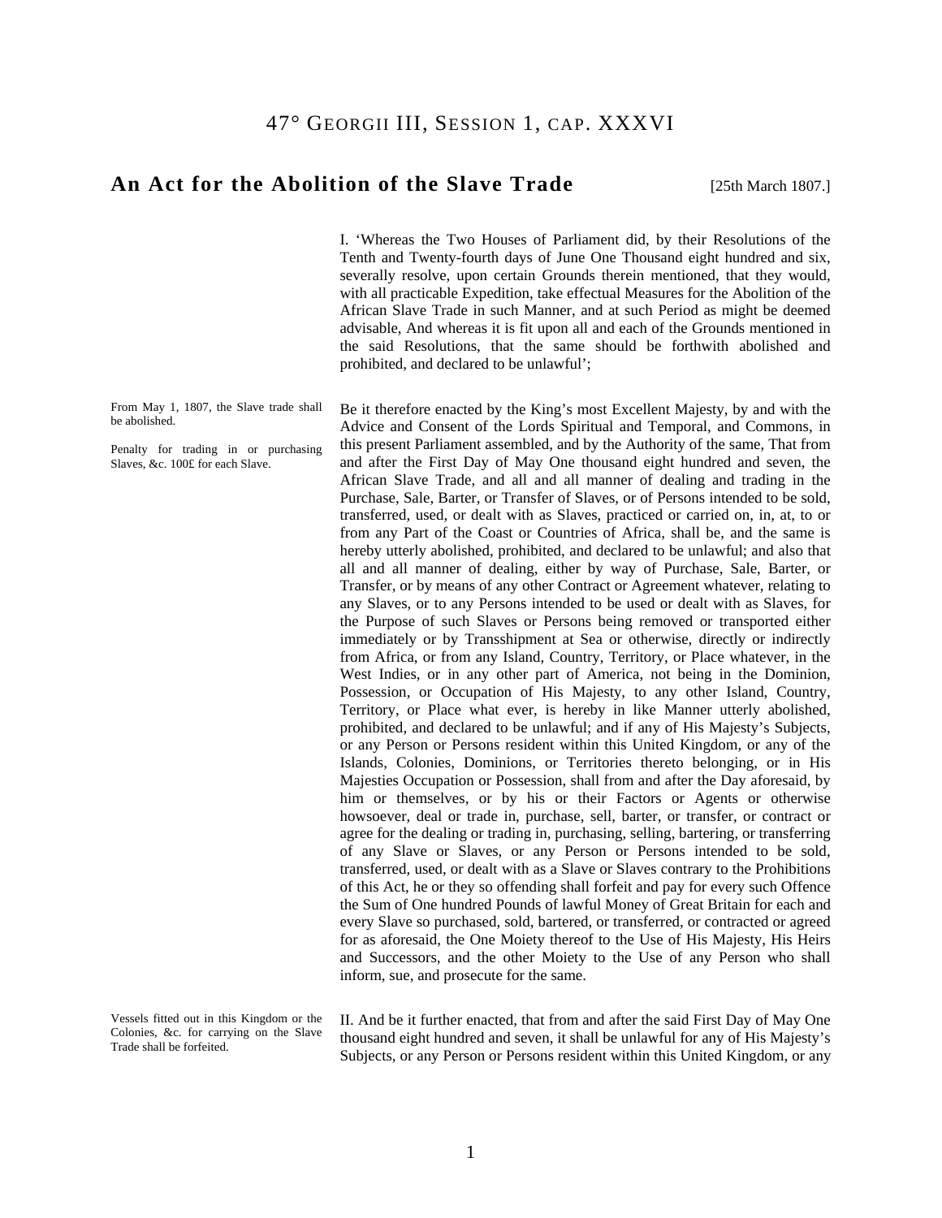# 47° Georgii III, Session 1, cap. XXXVI

## An Act for the Abolition of the Slave Trade

[25th March 1807.]

I. 'Whereas the Two Houses of Parliament did, by their Resolutions of the Tenth and Twenty-fourth days of June One Thousand eight hundred and six, severally resolve, upon certain Grounds therein mentioned, that they would, with all practicable Expedition, take effectual Measures for the Abolition of the African Slave Trade in such Manner, and at such Period as might be deemed advisable, And whereas it is fit upon all and each of the Grounds mentioned in the said Resolutions, that the same should be forthwith abolished and prohibited, and declared to be unlawful';

From May 1, 1807, the Slave trade shall be abolished.

Penalty for trading in or purchasing Slaves, &c. 100£ for each Slave.

Be it therefore enacted by the King's most Excellent Majesty, by and with the Advice and Consent of the Lords Spiritual and Temporal, and Commons, in this present Parliament assembled, and by the Authority of the same, That from and after the First Day of May One thousand eight hundred and seven, the African Slave Trade, and all and all manner of dealing and trading in the Purchase, Sale, Barter, or Transfer of Slaves, or of Persons intended to be sold, transferred, used, or dealt with as Slaves, practiced or carried on, in, at, to or from any Part of the Coast or Countries of Africa, shall be, and the same is hereby utterly abolished, prohibited, and declared to be unlawful; and also that all and all manner of dealing, either by way of Purchase, Sale, Barter, or Transfer, or by means of any other Contract or Agreement whatever, relating to any Slaves, or to any Persons intended to be used or dealt with as Slaves, for the Purpose of such Slaves or Persons being removed or transported either immediately or by Transshipment at Sea or otherwise, directly or indirectly from Africa, or from any Island, Country, Territory, or Place whatever, in the West Indies, or in any other part of America, not being in the Dominion, Possession, or Occupation of His Majesty, to any other Island, Country, Territory, or Place what ever, is hereby in like Manner utterly abolished, prohibited, and declared to be unlawful; and if any of His Majesty's Subjects, or any Person or Persons resident within this United Kingdom, or any of the Islands, Colonies, Dominions, or Territories thereto belonging, or in His Majesties Occupation or Possession, shall from and after the Day aforesaid, by him or themselves, or by his or their Factors or Agents or otherwise howsoever, deal or trade in, purchase, sell, barter, or transfer, or contract or agree for the dealing or trading in, purchasing, selling, bartering, or transferring of any Slave or Slaves, or any Person or Persons intended to be sold, transferred, used, or dealt with as a Slave or Slaves contrary to the Prohibitions of this Act, he or they so offending shall forfeit and pay for every such Offence the Sum of One hundred Pounds of lawful Money of Great Britain for each and every Slave so purchased, sold, bartered, or transferred, or contracted or agreed for as aforesaid, the One Moiety thereof to the Use of His Majesty, His Heirs and Successors, and the other Moiety to the Use of any Person who shall inform, sue, and prosecute for the same.

Vessels fitted out in this Kingdom or the Colonies, &c. for carrying on the Slave Trade shall be forfeited.

II. And be it further enacted, that from and after the said First Day of May One thousand eight hundred and seven, it shall be unlawful for any of His Majesty's Subjects, or any Person or Persons resident within this United Kingdom, or any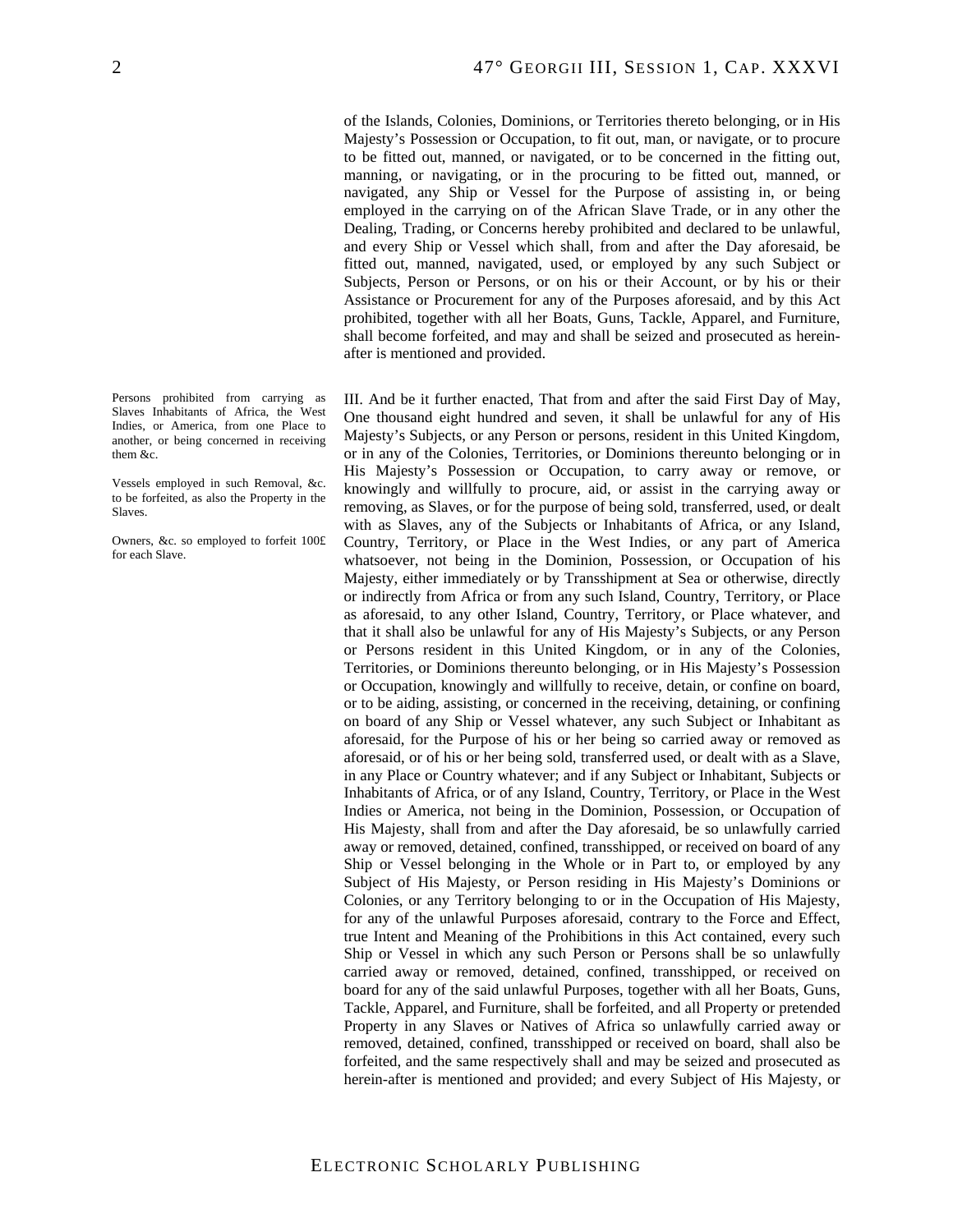of the Islands, Colonies, Dominions, or Territories thereto belonging, or in His Majesty's Possession or Occupation, to fit out, man, or navigate, or to procure to be fitted out, manned, or navigated, or to be concerned in the fitting out, manning, or navigating, or in the procuring to be fitted out, manned, or navigated, any Ship or Vessel for the Purpose of assisting in, or being employed in the carrying on of the African Slave Trade, or in any other the Dealing, Trading, or Concerns hereby prohibited and declared to be unlawful, and every Ship or Vessel which shall, from and after the Day aforesaid, be fitted out, manned, navigated, used, or employed by any such Subject or Subjects, Person or Persons, or on his or their Account, or by his or their Assistance or Procurement for any of the Purposes aforesaid, and by this Act prohibited, together with all her Boats, Guns, Tackle, Apparel, and Furniture, shall become forfeited, and may and shall be seized and prosecuted as herein-after is mentioned and provided.

Persons prohibited from carrying as Slaves Inhabitants of Africa, the West Indies, or America, from one Place to another, or being concerned in receiving them &c.

Vessels employed in such Removal, &c. to be forfeited, as also the Property in the Slaves.

Owners, &c. so employed to forfeit 100£ for each Slave.

III. And be it further enacted, That from and after the said First Day of May, One thousand eight hundred and seven, it shall be unlawful for any of His Majesty's Subjects, or any Person or persons, resident in this United Kingdom, or in any of the Colonies, Territories, or Dominions thereunto belonging or in His Majesty's Possession or Occupation, to carry away or remove, or knowingly and willfully to procure, aid, or assist in the carrying away or removing, as Slaves, or for the purpose of being sold, transferred, used, or dealt with as Slaves, any of the Subjects or Inhabitants of Africa, or any Island, Country, Territory, or Place in the West Indies, or any part of America whatsoever, not being in the Dominion, Possession, or Occupation of his Majesty, either immediately or by Transshipment at Sea or otherwise, directly or indirectly from Africa or from any such Island, Country, Territory, or Place as aforesaid, to any other Island, Country, Territory, or Place whatever, and that it shall also be unlawful for any of His Majesty's Subjects, or any Person or Persons resident in this United Kingdom, or in any of the Colonies, Territories, or Dominions thereunto belonging, or in His Majesty's Possession or Occupation, knowingly and willfully to receive, detain, or confine on board, or to be aiding, assisting, or concerned in the receiving, detaining, or confining on board of any Ship or Vessel whatever, any such Subject or Inhabitant as aforesaid, for the Purpose of his or her being so carried away or removed as aforesaid, or of his or her being sold, transferred used, or dealt with as a Slave, in any Place or Country whatever; and if any Subject or Inhabitant, Subjects or Inhabitants of Africa, or of any Island, Country, Territory, or Place in the West Indies or America, not being in the Dominion, Possession, or Occupation of His Majesty, shall from and after the Day aforesaid, be so unlawfully carried away or removed, detained, confined, transshipped, or received on board of any Ship or Vessel belonging in the Whole or in Part to, or employed by any Subject of His Majesty, or Person residing in His Majesty's Dominions or Colonies, or any Territory belonging to or in the Occupation of His Majesty, for any of the unlawful Purposes aforesaid, contrary to the Force and Effect, true Intent and Meaning of the Prohibitions in this Act contained, every such Ship or Vessel in which any such Person or Persons shall be so unlawfully carried away or removed, detained, confined, transshipped, or received on board for any of the said unlawful Purposes, together with all her Boats, Guns, Tackle, Apparel, and Furniture, shall be forfeited, and all Property or pretended Property in any Slaves or Natives of Africa so unlawfully carried away or removed, detained, confined, transshipped or received on board, shall also be forfeited, and the same respectively shall and may be seized and prosecuted as herein-after is mentioned and provided; and every Subject of His Majesty, or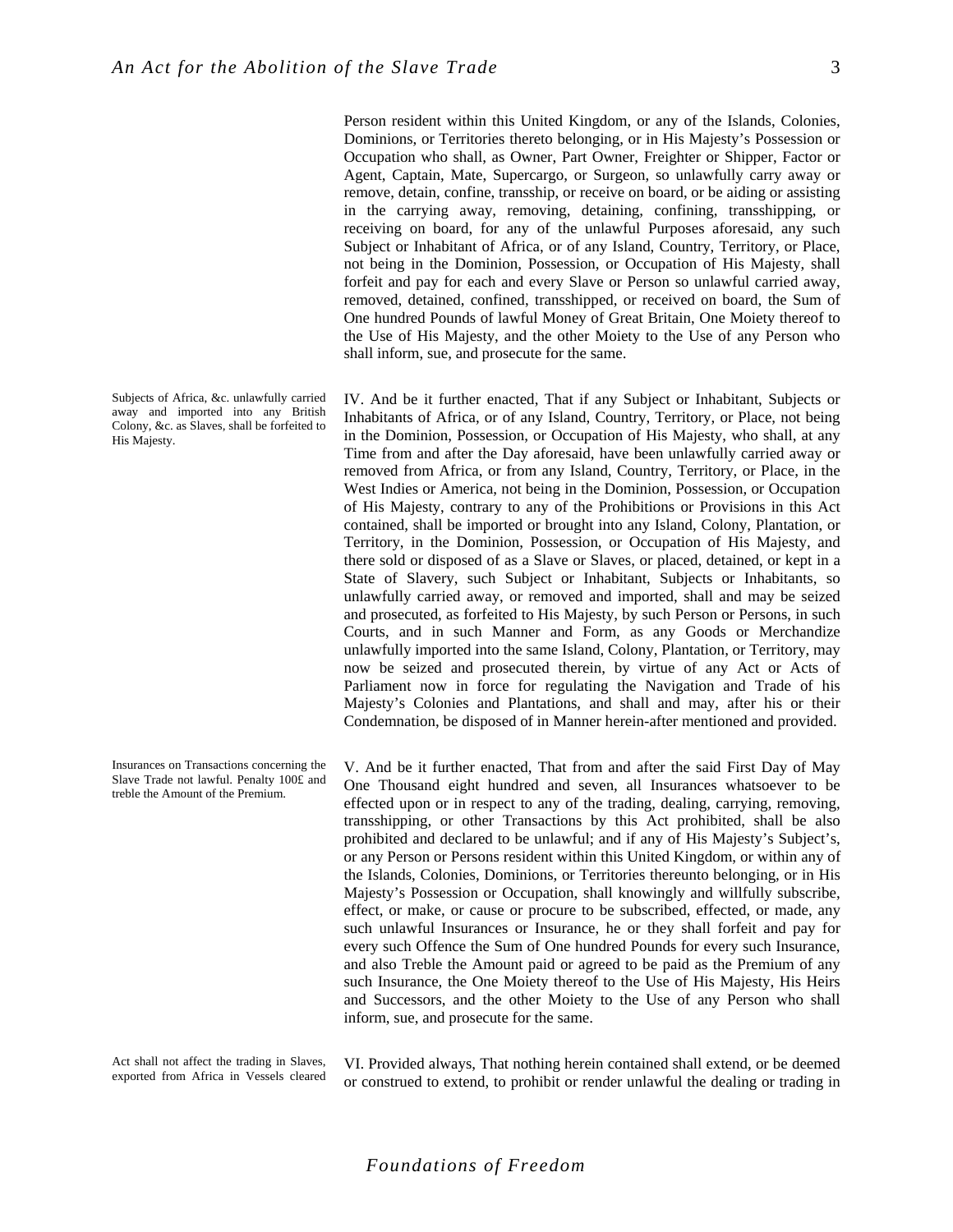Person resident within this United Kingdom, or any of the Islands, Colonies, Dominions, or Territories thereto belonging, or in His Majesty's Possession or Occupation who shall, as Owner, Part Owner, Freighter or Shipper, Factor or Agent, Captain, Mate, Supercargo, or Surgeon, so unlawfully carry away or remove, detain, confine, transship, or receive on board, or be aiding or assisting in the carrying away, removing, detaining, confining, transshipping, or receiving on board, for any of the unlawful Purposes aforesaid, any such Subject or Inhabitant of Africa, or of any Island, Country, Territory, or Place, not being in the Dominion, Possession, or Occupation of His Majesty, shall forfeit and pay for each and every Slave or Person so unlawful carried away, removed, detained, confined, transshipped, or received on board, the Sum of One hundred Pounds of lawful Money of Great Britain, One Moiety thereof to the Use of His Majesty, and the other Moiety to the Use of any Person who shall inform, sue, and prosecute for the same.

*Subjects of Africa, &c. unlawfully carried away and imported into any British Colony, &c. as Slaves, shall be forfeited to His Majesty.*

IV. And be it further enacted, That if any Subject or Inhabitant, Subjects or Inhabitants of Africa, or of any Island, Country, Territory, or Place, not being in the Dominion, Possession, or Occupation of His Majesty, who shall, at any Time from and after the Day aforesaid, have been unlawfully carried away or removed from Africa, or from any Island, Country, Territory, or Place, in the West Indies or America, not being in the Dominion, Possession, or Occupation of His Majesty, contrary to any of the Prohibitions or Provisions in this Act contained, shall be imported or brought into any Island, Colony, Plantation, or Territory, in the Dominion, Possession, or Occupation of His Majesty, and there sold or disposed of as a Slave or Slaves, or placed, detained, or kept in a State of Slavery, such Subject or Inhabitant, Subjects or Inhabitants, so unlawfully carried away, or removed and imported, shall and may be seized and prosecuted, as forfeited to His Majesty, by such Person or Persons, in such Courts, and in such Manner and Form, as any Goods or Merchandize unlawfully imported into the same Island, Colony, Plantation, or Territory, may now be seized and prosecuted therein, by virtue of any Act or Acts of Parliament now in force for regulating the Navigation and Trade of his Majesty's Colonies and Plantations, and shall and may, after his or their Condemnation, be disposed of in Manner herein-after mentioned and provided.

*Insurances on Transactions concerning the Slave Trade not lawful. Penalty 100£ and treble the Amount of the Premium.*

V. And be it further enacted, That from and after the said First Day of May One Thousand eight hundred and seven, all Insurances whatsoever to be effected upon or in respect to any of the trading, dealing, carrying, removing, transshipping, or other Transactions by this Act prohibited, shall be also prohibited and declared to be unlawful; and if any of His Majesty's Subject's, or any Person or Persons resident within this United Kingdom, or within any of the Islands, Colonies, Dominions, or Territories thereunto belonging, or in His Majesty's Possession or Occupation, shall knowingly and willfully subscribe, effect, or make, or cause or procure to be subscribed, effected, or made, any such unlawful Insurances or Insurance, he or they shall forfeit and pay for every such Offence the Sum of One hundred Pounds for every such Insurance, and also Treble the Amount paid or agreed to be paid as the Premium of any such Insurance, the One Moiety thereof to the Use of His Majesty, His Heirs and Successors, and the other Moiety to the Use of any Person who shall inform, sue, and prosecute for the same.

*Act shall not affect the trading in Slaves, exported from Africa in Vessels cleared*

VI. Provided always, That nothing herein contained shall extend, or be deemed or construed to extend, to prohibit or render unlawful the dealing or trading in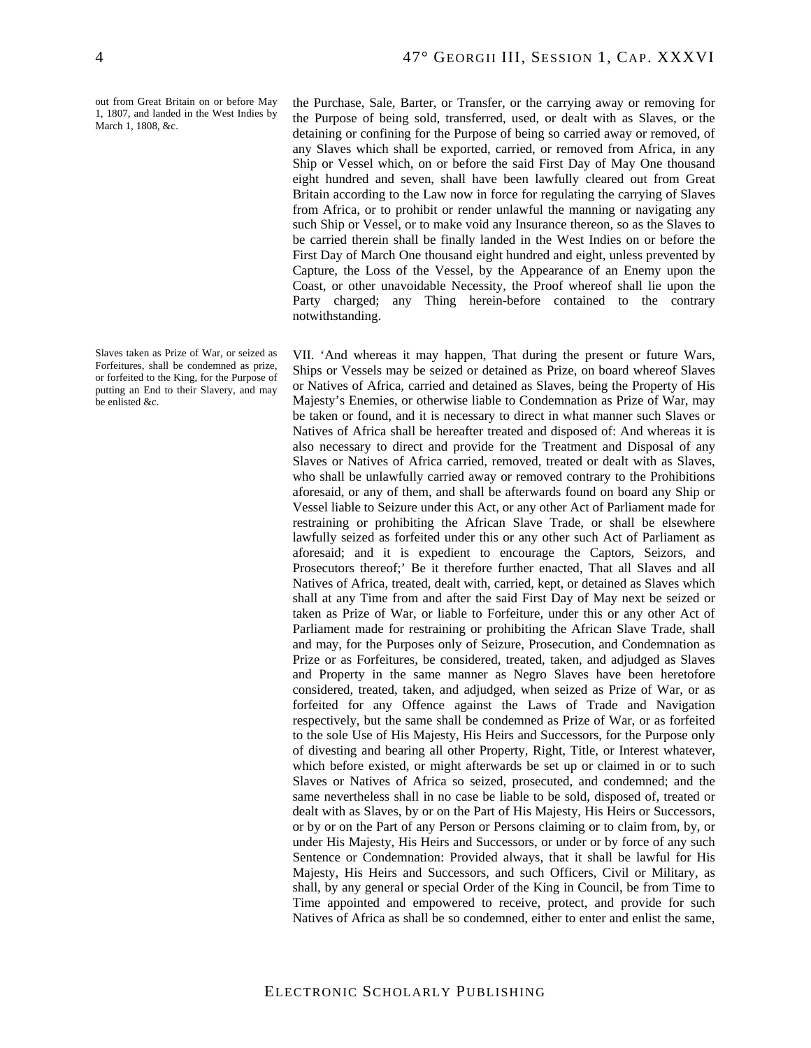out from Great Britain on or before May 1, 1807, and landed in the West Indies by March 1, 1808, &c.

the Purchase, Sale, Barter, or Transfer, or the carrying away or removing for the Purpose of being sold, transferred, used, or dealt with as Slaves, or the detaining or confining for the Purpose of being so carried away or removed, of any Slaves which shall be exported, carried, or removed from Africa, in any Ship or Vessel which, on or before the said First Day of May One thousand eight hundred and seven, shall have been lawfully cleared out from Great Britain according to the Law now in force for regulating the carrying of Slaves from Africa, or to prohibit or render unlawful the manning or navigating any such Ship or Vessel, or to make void any Insurance thereon, so as the Slaves to be carried therein shall be finally landed in the West Indies on or before the First Day of March One thousand eight hundred and eight, unless prevented by Capture, the Loss of the Vessel, by the Appearance of an Enemy upon the Coast, or other unavoidable Necessity, the Proof whereof shall lie upon the Party charged; any Thing herein-before contained to the contrary notwithstanding.

Slaves taken as Prize of War, or seized as Forfeitures, shall be condemned as prize, or forfeited to the King, for the Purpose of putting an End to their Slavery, and may be enlisted &c.

VII. 'And whereas it may happen, That during the present or future Wars, Ships or Vessels may be seized or detained as Prize, on board whereof Slaves or Natives of Africa, carried and detained as Slaves, being the Property of His Majesty's Enemies, or otherwise liable to Condemnation as Prize of War, may be taken or found, and it is necessary to direct in what manner such Slaves or Natives of Africa shall be hereafter treated and disposed of: And whereas it is also necessary to direct and provide for the Treatment and Disposal of any Slaves or Natives of Africa carried, removed, treated or dealt with as Slaves, who shall be unlawfully carried away or removed contrary to the Prohibitions aforesaid, or any of them, and shall be afterwards found on board any Ship or Vessel liable to Seizure under this Act, or any other Act of Parliament made for restraining or prohibiting the African Slave Trade, or shall be elsewhere lawfully seized as forfeited under this or any other such Act of Parliament as aforesaid; and it is expedient to encourage the Captors, Seizors, and Prosecutors thereof;' Be it therefore further enacted, That all Slaves and all Natives of Africa, treated, dealt with, carried, kept, or detained as Slaves which shall at any Time from and after the said First Day of May next be seized or taken as Prize of War, or liable to Forfeiture, under this or any other Act of Parliament made for restraining or prohibiting the African Slave Trade, shall and may, for the Purposes only of Seizure, Prosecution, and Condemnation as Prize or as Forfeitures, be considered, treated, taken, and adjudged as Slaves and Property in the same manner as Negro Slaves have been heretofore considered, treated, taken, and adjudged, when seized as Prize of War, or as forfeited for any Offence against the Laws of Trade and Navigation respectively, but the same shall be condemned as Prize of War, or as forfeited to the sole Use of His Majesty, His Heirs and Successors, for the Purpose only of divesting and bearing all other Property, Right, Title, or Interest whatever, which before existed, or might afterwards be set up or claimed in or to such Slaves or Natives of Africa so seized, prosecuted, and condemned; and the same nevertheless shall in no case be liable to be sold, disposed of, treated or dealt with as Slaves, by or on the Part of His Majesty, His Heirs or Successors, or by or on the Part of any Person or Persons claiming or to claim from, by, or under His Majesty, His Heirs and Successors, or under or by force of any such Sentence or Condemnation: Provided always, that it shall be lawful for His Majesty, His Heirs and Successors, and such Officers, Civil or Military, as shall, by any general or special Order of the King in Council, be from Time to Time appointed and empowered to receive, protect, and provide for such Natives of Africa as shall be so condemned, either to enter and enlist the same,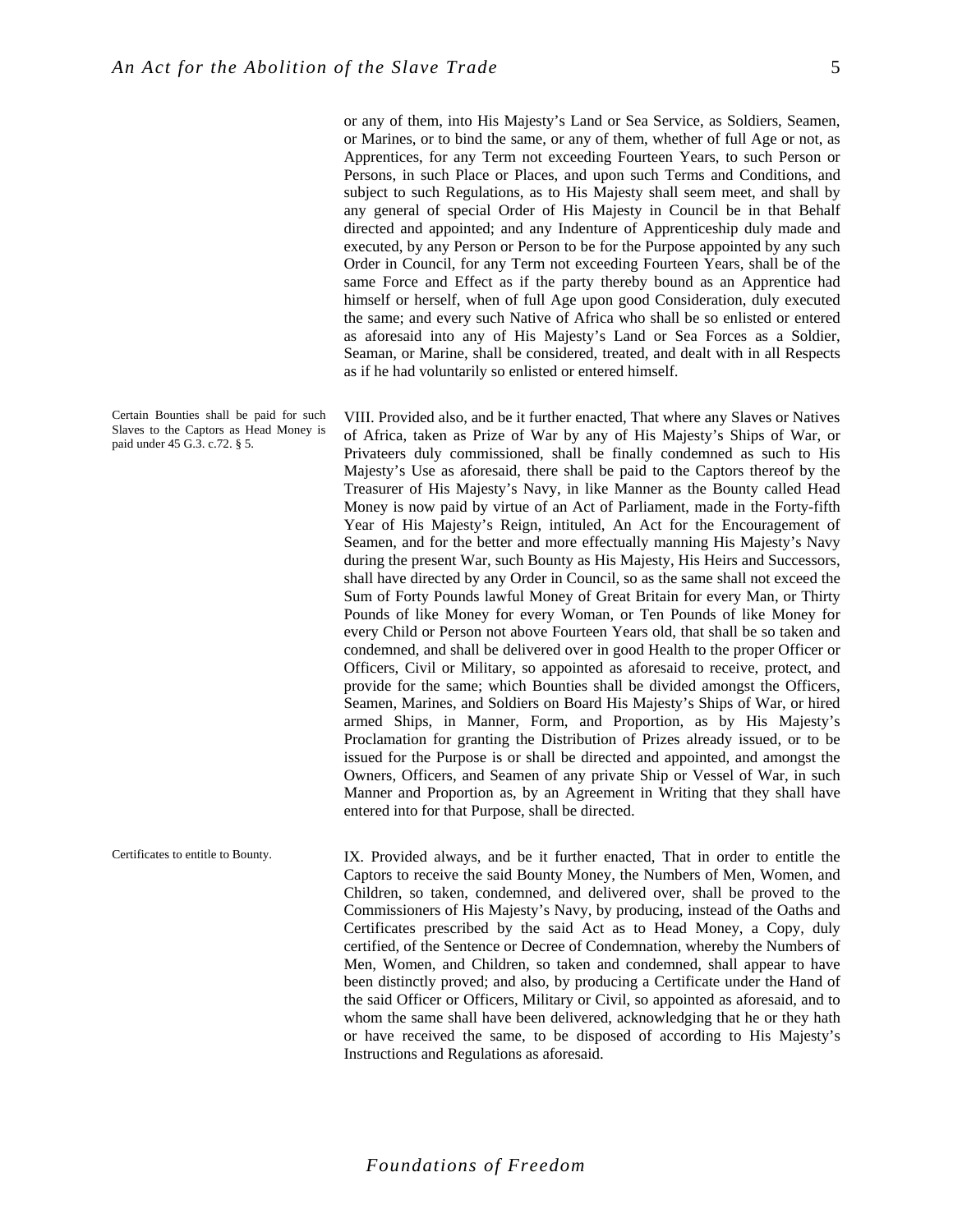or any of them, into His Majesty's Land or Sea Service, as Soldiers, Seamen, or Marines, or to bind the same, or any of them, whether of full Age or not, as Apprentices, for any Term not exceeding Fourteen Years, to such Person or Persons, in such Place or Places, and upon such Terms and Conditions, and subject to such Regulations, as to His Majesty shall seem meet, and shall by any general of special Order of His Majesty in Council be in that Behalf directed and appointed; and any Indenture of Apprenticeship duly made and executed, by any Person or Person to be for the Purpose appointed by any such Order in Council, for any Term not exceeding Fourteen Years, shall be of the same Force and Effect as if the party thereby bound as an Apprentice had himself or herself, when of full Age upon good Consideration, duly executed the same; and every such Native of Africa who shall be so enlisted or entered as aforesaid into any of His Majesty's Land or Sea Forces as a Soldier, Seaman, or Marine, shall be considered, treated, and dealt with in all Respects as if he had voluntarily so enlisted or entered himself.

*Certain Bounties shall be paid for such Slaves to the Captors as Head Money is paid under 45 G.3. c.72. § 5.*

VIII. Provided also, and be it further enacted, That where any Slaves or Natives of Africa, taken as Prize of War by any of His Majesty's Ships of War, or Privateers duly commissioned, shall be finally condemned as such to His Majesty's Use as aforesaid, there shall be paid to the Captors thereof by the Treasurer of His Majesty's Navy, in like Manner as the Bounty called Head Money is now paid by virtue of an Act of Parliament, made in the Forty-fifth Year of His Majesty's Reign, intituled, An Act for the Encouragement of Seamen, and for the better and more effectually manning His Majesty's Navy during the present War, such Bounty as His Majesty, His Heirs and Successors, shall have directed by any Order in Council, so as the same shall not exceed the Sum of Forty Pounds lawful Money of Great Britain for every Man, or Thirty Pounds of like Money for every Woman, or Ten Pounds of like Money for every Child or Person not above Fourteen Years old, that shall be so taken and condemned, and shall be delivered over in good Health to the proper Officer or Officers, Civil or Military, so appointed as aforesaid to receive, protect, and provide for the same; which Bounties shall be divided amongst the Officers, Seamen, Marines, and Soldiers on Board His Majesty's Ships of War, or hired armed Ships, in Manner, Form, and Proportion, as by His Majesty's Proclamation for granting the Distribution of Prizes already issued, or to be issued for the Purpose is or shall be directed and appointed, and amongst the Owners, Officers, and Seamen of any private Ship or Vessel of War, in such Manner and Proportion as, by an Agreement in Writing that they shall have entered into for that Purpose, shall be directed.

*Certificates to entitle to Bounty.*

IX. Provided always, and be it further enacted, That in order to entitle the Captors to receive the said Bounty Money, the Numbers of Men, Women, and Children, so taken, condemned, and delivered over, shall be proved to the Commissioners of His Majesty's Navy, by producing, instead of the Oaths and Certificates prescribed by the said Act as to Head Money, a Copy, duly certified, of the Sentence or Decree of Condemnation, whereby the Numbers of Men, Women, and Children, so taken and condemned, shall appear to have been distinctly proved; and also, by producing a Certificate under the Hand of the said Officer or Officers, Military or Civil, so appointed as aforesaid, and to whom the same shall have been delivered, acknowledging that he or they hath or have received the same, to be disposed of according to His Majesty's Instructions and Regulations as aforesaid.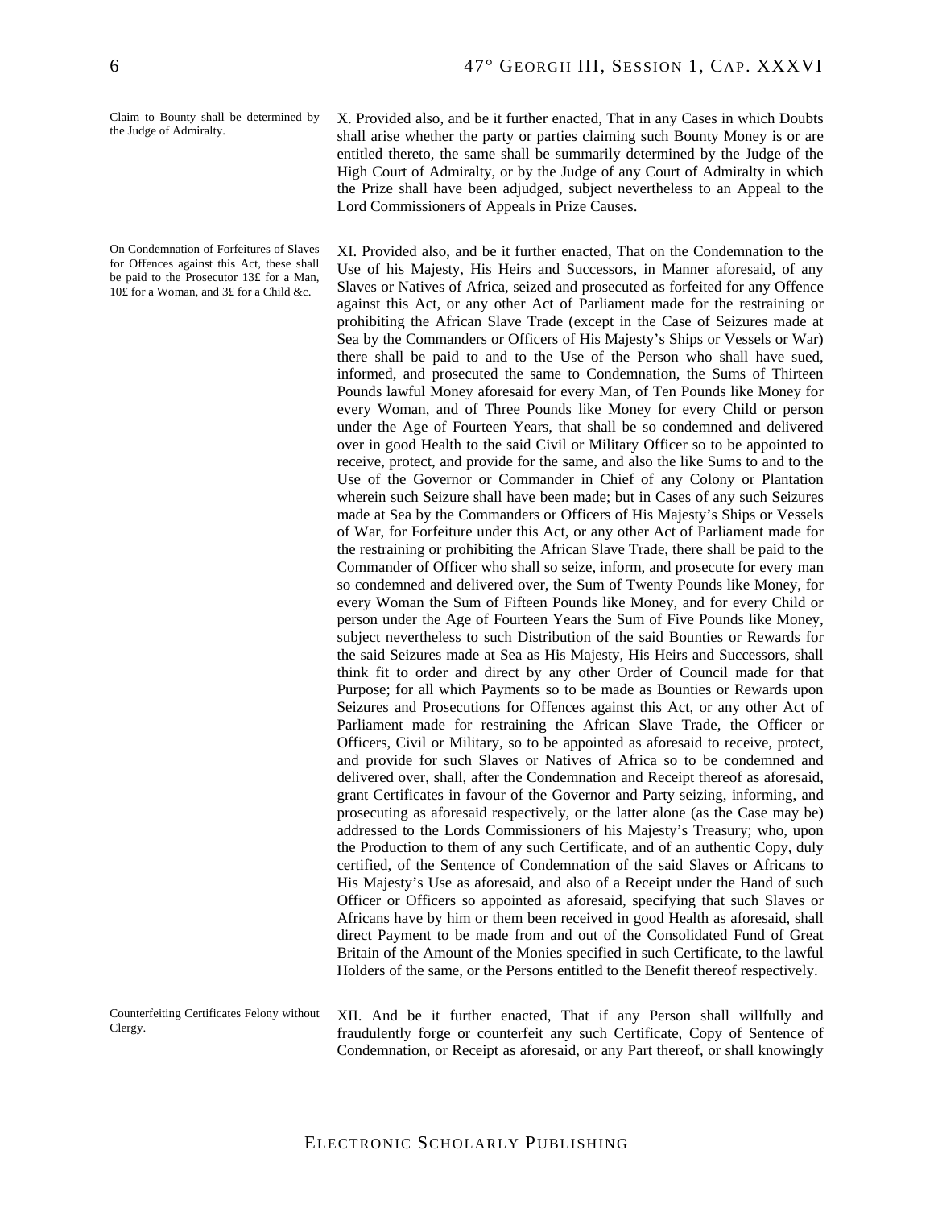Claim to Bounty shall be determined by the Judge of Admiralty.

X. Provided also, and be it further enacted, That in any Cases in which Doubts shall arise whether the party or parties claiming such Bounty Money is or are entitled thereto, the same shall be summarily determined by the Judge of the High Court of Admiralty, or by the Judge of any Court of Admiralty in which the Prize shall have been adjudged, subject nevertheless to an Appeal to the Lord Commissioners of Appeals in Prize Causes.

On Condemnation of Forfeitures of Slaves for Offences against this Act, these shall be paid to the Prosecutor 13£ for a Man, 10£ for a Woman, and 3£ for a Child &c.

XI. Provided also, and be it further enacted, That on the Condemnation to the Use of his Majesty, His Heirs and Successors, in Manner aforesaid, of any Slaves or Natives of Africa, seized and prosecuted as forfeited for any Offence against this Act, or any other Act of Parliament made for the restraining or prohibiting the African Slave Trade (except in the Case of Seizures made at Sea by the Commanders or Officers of His Majesty's Ships or Vessels or War) there shall be paid to and to the Use of the Person who shall have sued, informed, and prosecuted the same to Condemnation, the Sums of Thirteen Pounds lawful Money aforesaid for every Man, of Ten Pounds like Money for every Woman, and of Three Pounds like Money for every Child or person under the Age of Fourteen Years, that shall be so condemned and delivered over in good Health to the said Civil or Military Officer so to be appointed to receive, protect, and provide for the same, and also the like Sums to and to the Use of the Governor or Commander in Chief of any Colony or Plantation wherein such Seizure shall have been made; but in Cases of any such Seizures made at Sea by the Commanders or Officers of His Majesty's Ships or Vessels of War, for Forfeiture under this Act, or any other Act of Parliament made for the restraining or prohibiting the African Slave Trade, there shall be paid to the Commander of Officer who shall so seize, inform, and prosecute for every man so condemned and delivered over, the Sum of Twenty Pounds like Money, for every Woman the Sum of Fifteen Pounds like Money, and for every Child or person under the Age of Fourteen Years the Sum of Five Pounds like Money, subject nevertheless to such Distribution of the said Bounties or Rewards for the said Seizures made at Sea as His Majesty, His Heirs and Successors, shall think fit to order and direct by any other Order of Council made for that Purpose; for all which Payments so to be made as Bounties or Rewards upon Seizures and Prosecutions for Offences against this Act, or any other Act of Parliament made for restraining the African Slave Trade, the Officer or Officers, Civil or Military, so to be appointed as aforesaid to receive, protect, and provide for such Slaves or Natives of Africa so to be condemned and delivered over, shall, after the Condemnation and Receipt thereof as aforesaid, grant Certificates in favour of the Governor and Party seizing, informing, and prosecuting as aforesaid respectively, or the latter alone (as the Case may be) addressed to the Lords Commissioners of his Majesty's Treasury; who, upon the Production to them of any such Certificate, and of an authentic Copy, duly certified, of the Sentence of Condemnation of the said Slaves or Africans to His Majesty's Use as aforesaid, and also of a Receipt under the Hand of such Officer or Officers so appointed as aforesaid, specifying that such Slaves or Africans have by him or them been received in good Health as aforesaid, shall direct Payment to be made from and out of the Consolidated Fund of Great Britain of the Amount of the Monies specified in such Certificate, to the lawful Holders of the same, or the Persons entitled to the Benefit thereof respectively.

Counterfeiting Certificates Felony without Clergy.

XII. And be it further enacted, That if any Person shall willfully and fraudulently forge or counterfeit any such Certificate, Copy of Sentence of Condemnation, or Receipt as aforesaid, or any Part thereof, or shall knowingly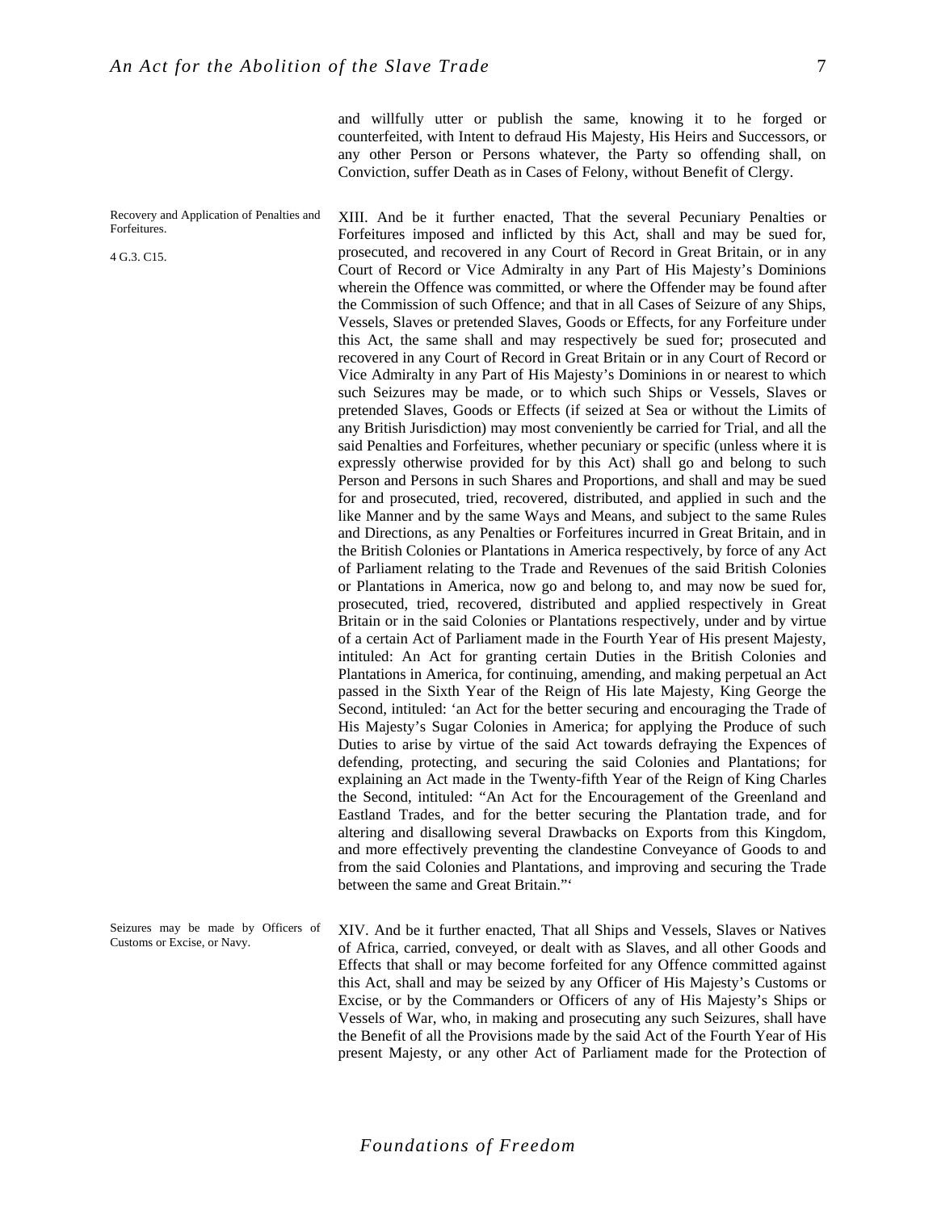and willfully utter or publish the same, knowing it to he forged or counterfeited, with Intent to defraud His Majesty, His Heirs and Successors, or any other Person or Persons whatever, the Party so offending shall, on Conviction, suffer Death as in Cases of Felony, without Benefit of Clergy.

Recovery and Application of Penalties and Forfeitures.

4 G.3. C15.

XIII. And be it further enacted, That the several Pecuniary Penalties or Forfeitures imposed and inflicted by this Act, shall and may be sued for, prosecuted, and recovered in any Court of Record in Great Britain, or in any Court of Record or Vice Admiralty in any Part of His Majesty's Dominions wherein the Offence was committed, or where the Offender may be found after the Commission of such Offence; and that in all Cases of Seizure of any Ships, Vessels, Slaves or pretended Slaves, Goods or Effects, for any Forfeiture under this Act, the same shall and may respectively be sued for; prosecuted and recovered in any Court of Record in Great Britain or in any Court of Record or Vice Admiralty in any Part of His Majesty's Dominions in or nearest to which such Seizures may be made, or to which such Ships or Vessels, Slaves or pretended Slaves, Goods or Effects (if seized at Sea or without the Limits of any British Jurisdiction) may most conveniently be carried for Trial, and all the said Penalties and Forfeitures, whether pecuniary or specific (unless where it is expressly otherwise provided for by this Act) shall go and belong to such Person and Persons in such Shares and Proportions, and shall and may be sued for and prosecuted, tried, recovered, distributed, and applied in such and the like Manner and by the same Ways and Means, and subject to the same Rules and Directions, as any Penalties or Forfeitures incurred in Great Britain, and in the British Colonies or Plantations in America respectively, by force of any Act of Parliament relating to the Trade and Revenues of the said British Colonies or Plantations in America, now go and belong to, and may now be sued for, prosecuted, tried, recovered, distributed and applied respectively in Great Britain or in the said Colonies or Plantations respectively, under and by virtue of a certain Act of Parliament made in the Fourth Year of His present Majesty, intituled: An Act for granting certain Duties in the British Colonies and Plantations in America, for continuing, amending, and making perpetual an Act passed in the Sixth Year of the Reign of His late Majesty, King George the Second, intituled: 'an Act for the better securing and encouraging the Trade of His Majesty's Sugar Colonies in America; for applying the Produce of such Duties to arise by virtue of the said Act towards defraying the Expences of defending, protecting, and securing the said Colonies and Plantations; for explaining an Act made in the Twenty-fifth Year of the Reign of King Charles the Second, intituled: "An Act for the Encouragement of the Greenland and Eastland Trades, and for the better securing the Plantation trade, and for altering and disallowing several Drawbacks on Exports from this Kingdom, and more effectively preventing the clandestine Conveyance of Goods to and from the said Colonies and Plantations, and improving and securing the Trade between the same and Great Britain."'

Seizures may be made by Officers of Customs or Excise, or Navy.

XIV. And be it further enacted, That all Ships and Vessels, Slaves or Natives of Africa, carried, conveyed, or dealt with as Slaves, and all other Goods and Effects that shall or may become forfeited for any Offence committed against this Act, shall and may be seized by any Officer of His Majesty's Customs or Excise, or by the Commanders or Officers of any of His Majesty's Ships or Vessels of War, who, in making and prosecuting any such Seizures, shall have the Benefit of all the Provisions made by the said Act of the Fourth Year of His present Majesty, or any other Act of Parliament made for the Protection of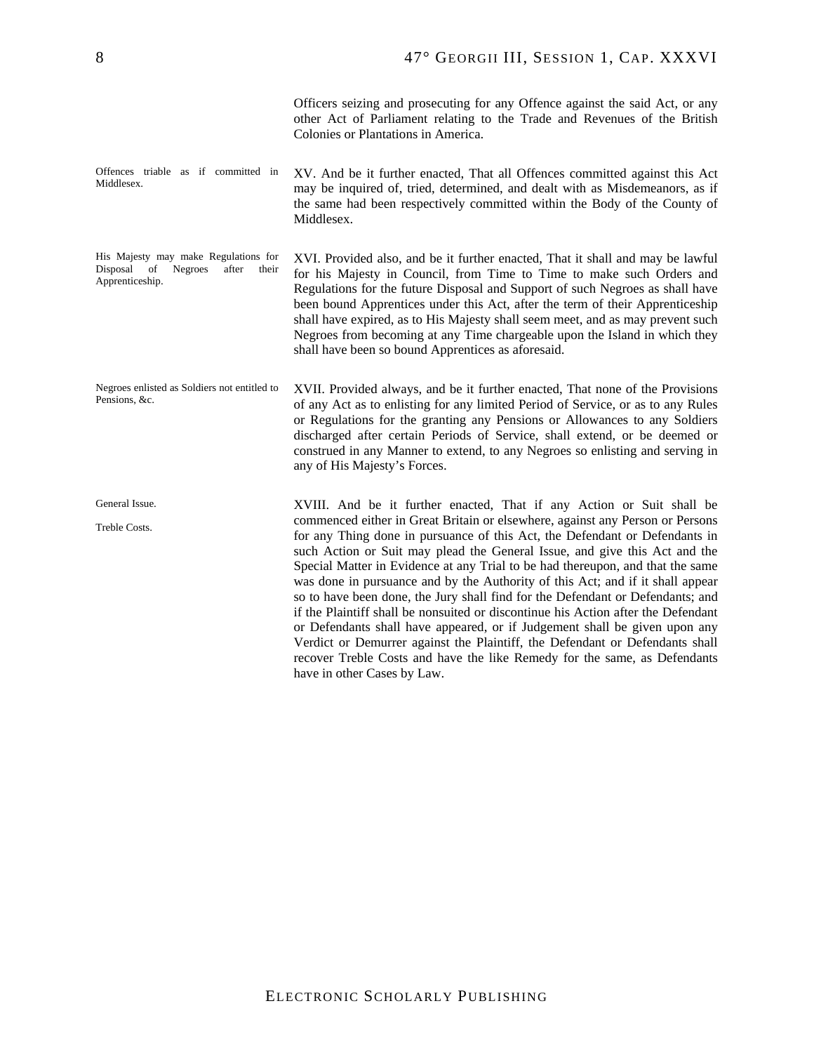Officers seizing and prosecuting for any Offence against the said Act, or any other Act of Parliament relating to the Trade and Revenues of the British Colonies or Plantations in America.

Offences triable as if committed in Middlesex.

XV. And be it further enacted, That all Offences committed against this Act may be inquired of, tried, determined, and dealt with as Misdemeanors, as if the same had been respectively committed within the Body of the County of Middlesex.

His Majesty may make Regulations for Disposal of Negroes after their Apprenticeship.

XVI. Provided also, and be it further enacted, That it shall and may be lawful for his Majesty in Council, from Time to Time to make such Orders and Regulations for the future Disposal and Support of such Negroes as shall have been bound Apprentices under this Act, after the term of their Apprenticeship shall have expired, as to His Majesty shall seem meet, and as may prevent such Negroes from becoming at any Time chargeable upon the Island in which they shall have been so bound Apprentices as aforesaid.

Negroes enlisted as Soldiers not entitled to Pensions, &c.

XVII. Provided always, and be it further enacted, That none of the Provisions of any Act as to enlisting for any limited Period of Service, or as to any Rules or Regulations for the granting any Pensions or Allowances to any Soldiers discharged after certain Periods of Service, shall extend, or be deemed or construed in any Manner to extend, to any Negroes so enlisting and serving in any of His Majesty's Forces.

General Issue.

Treble Costs.

XVIII. And be it further enacted, That if any Action or Suit shall be commenced either in Great Britain or elsewhere, against any Person or Persons for any Thing done in pursuance of this Act, the Defendant or Defendants in such Action or Suit may plead the General Issue, and give this Act and the Special Matter in Evidence at any Trial to be had thereupon, and that the same was done in pursuance and by the Authority of this Act; and if it shall appear so to have been done, the Jury shall find for the Defendant or Defendants; and if the Plaintiff shall be nonsuited or discontinue his Action after the Defendant or Defendants shall have appeared, or if Judgement shall be given upon any Verdict or Demurrer against the Plaintiff, the Defendant or Defendants shall recover Treble Costs and have the like Remedy for the same, as Defendants have in other Cases by Law.